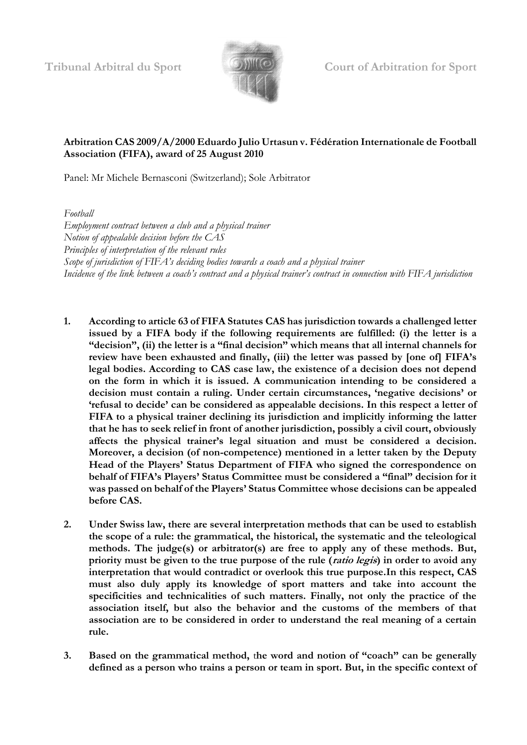Tribunal Arbitral du Sport | Court of Arbitration for Sport

**Arbitration CAS 2009/A/2000 Eduardo Julio Urtasun v. Fédération Internationale de Football Association (FIFA), award of 25 August 2010**

Panel: Mr Michele Bernasconi (Switzerland); Sole Arbitrator

*Football*
*Employment contract between a club and a physical trainer*
*Notion of appealable decision before the CAS*
*Principles of interpretation of the relevant rules*
*Scope of jurisdiction of FIFA's deciding bodies towards a coach and a physical trainer*
*Incidence of the link between a coach's contract and a physical trainer's contract in connection with FIFA jurisdiction*

1. **According to article 63 of FIFA Statutes CAS has jurisdiction towards a challenged letter issued by a FIFA body if the following requirements are fulfilled: (i) the letter is a "decision", (ii) the letter is a "final decision" which means that all internal channels for review have been exhausted and finally, (iii) the letter was passed by [one of] FIFA's legal bodies. According to CAS case law, the existence of a decision does not depend on the form in which it is issued. A communication intending to be considered a decision must contain a ruling. Under certain circumstances, 'negative decisions' or 'refusal to decide' can be considered as appealable decisions. In this respect a letter of FIFA to a physical trainer declining its jurisdiction and implicitly informing the latter that he has to seek relief in front of another jurisdiction, possibly a civil court, obviously affects the physical trainer's legal situation and must be considered a decision. Moreover, a decision (of non-competence) mentioned in a letter taken by the Deputy Head of the Players' Status Department of FIFA who signed the correspondence on behalf of FIFA's Players' Status Committee must be considered a "final" decision for it was passed on behalf of the Players' Status Committee whose decisions can be appealed before CAS.**

2. **Under Swiss law, there are several interpretation methods that can be used to establish the scope of a rule: the grammatical, the historical, the systematic and the teleological methods. The judge(s) or arbitrator(s) are free to apply any of these methods. But, priority must be given to the true purpose of the rule (*ratio legis*) in order to avoid any interpretation that would contradict or overlook this true purpose.In this respect, CAS must also duly apply its knowledge of sport matters and take into account the specificities and technicalities of such matters. Finally, not only the practice of the association itself, but also the behavior and the customs of the members of that association are to be considered in order to understand the real meaning of a certain rule.**

3. **Based on the grammatical method, the word and notion of "coach" can be generally defined as a person who trains a person or team in sport. But, in the specific context of**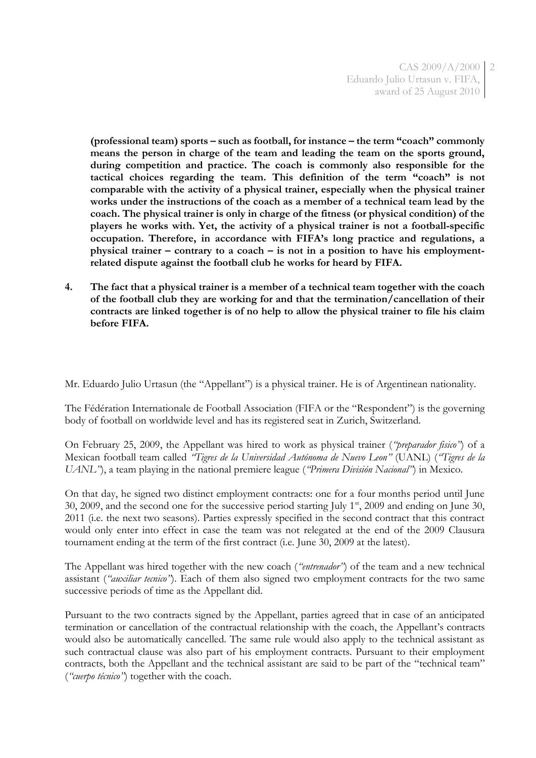**(professional team) sports – such as football, for instance – the term "coach" commonly means the person in charge of the team and leading the team on the sports ground, during competition and practice. The coach is commonly also responsible for the tactical choices regarding the team. This definition of the term "coach" is not comparable with the activity of a physical trainer, especially when the physical trainer works under the instructions of the coach as a member of a technical team lead by the coach. The physical trainer is only in charge of the fitness (or physical condition) of the players he works with. Yet, the activity of a physical trainer is not a football-specific occupation. Therefore, in accordance with FIFA's long practice and regulations, a physical trainer – contrary to a coach – is not in a position to have his employment-related dispute against the football club he works for heard by FIFA.**

4. **The fact that a physical trainer is a member of a technical team together with the coach of the football club they are working for and that the termination/cancellation of their contracts are linked together is of no help to allow the physical trainer to file his claim before FIFA.**

Mr. Eduardo Julio Urtasun (the "Appellant") is a physical trainer. He is of Argentinean nationality.

The Fédération Internationale de Football Association (FIFA or the "Respondent") is the governing body of football on worldwide level and has its registered seat in Zurich, Switzerland.

On February 25, 2009, the Appellant was hired to work as physical trainer (*"preparador fisico"*) of a Mexican football team called *"Tigres de la Universidad Autónoma de Nuevo Leon"* (UANL) (*"Tigres de la UANL"*), a team playing in the national premiere league (*"Primera División Nacional"*) in Mexico.

On that day, he signed two distinct employment contracts: one for a four months period until June 30, 2009, and the second one for the successive period starting July 1st, 2009 and ending on June 30, 2011 (i.e. the next two seasons). Parties expressly specified in the second contract that this contract would only enter into effect in case the team was not relegated at the end of the 2009 Clausura tournament ending at the term of the first contract (i.e. June 30, 2009 at the latest).

The Appellant was hired together with the new coach (*"entrenador"*) of the team and a new technical assistant (*"auxiliar tecnico"*). Each of them also signed two employment contracts for the two same successive periods of time as the Appellant did.

Pursuant to the two contracts signed by the Appellant, parties agreed that in case of an anticipated termination or cancellation of the contractual relationship with the coach, the Appellant's contracts would also be automatically cancelled. The same rule would also apply to the technical assistant as such contractual clause was also part of his employment contracts. Pursuant to their employment contracts, both the Appellant and the technical assistant are said to be part of the "technical team" (*"cuerpo técnico"*) together with the coach.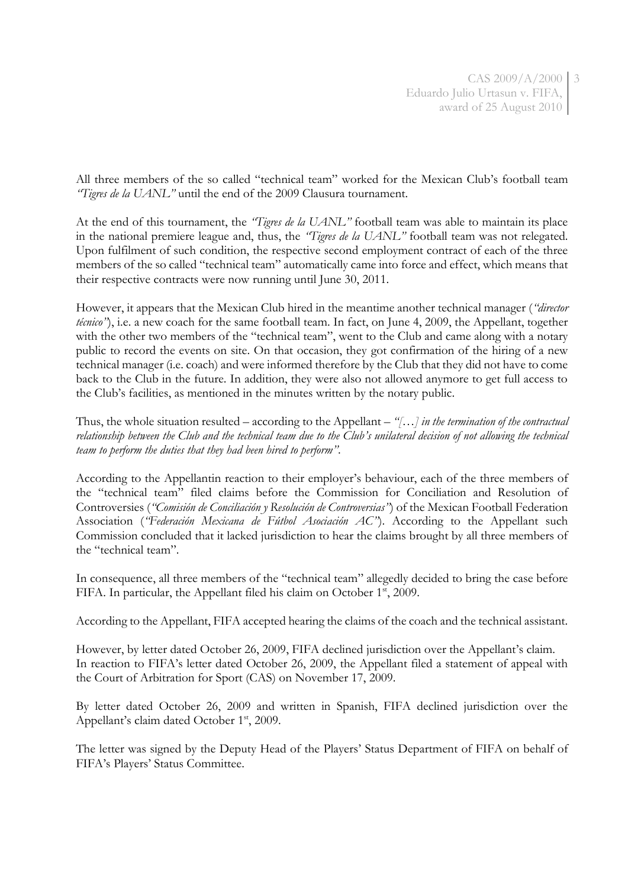All three members of the so called "technical team" worked for the Mexican Club's football team *"Tigres de la UANL"* until the end of the 2009 Clausura tournament.

At the end of this tournament, the *"Tigres de la UANL"* football team was able to maintain its place in the national premiere league and, thus, the *"Tigres de la UANL"* football team was not relegated. Upon fulfilment of such condition, the respective second employment contract of each of the three members of the so called "technical team" automatically came into force and effect, which means that their respective contracts were now running until June 30, 2011.

However, it appears that the Mexican Club hired in the meantime another technical manager (*"director técnico"*), i.e. a new coach for the same football team. In fact, on June 4, 2009, the Appellant, together with the other two members of the "technical team", went to the Club and came along with a notary public to record the events on site. On that occasion, they got confirmation of the hiring of a new technical manager (i.e. coach) and were informed therefore by the Club that they did not have to come back to the Club in the future. In addition, they were also not allowed anymore to get full access to the Club's facilities, as mentioned in the minutes written by the notary public.

Thus, the whole situation resulted – according to the Appellant – *"[…] in the termination of the contractual relationship between the Club and the technical team due to the Club's unilateral decision of not allowing the technical team to perform the duties that they had been hired to perform"*.

According to the Appellantin reaction to their employer's behaviour, each of the three members of the "technical team" filed claims before the Commission for Conciliation and Resolution of Controversies (*"Comisión de Conciliación y Resolución de Controversias"*) of the Mexican Football Federation Association (*"Federación Mexicana de Fútbol Asociación AC"*). According to the Appellant such Commission concluded that it lacked jurisdiction to hear the claims brought by all three members of the "technical team".

In consequence, all three members of the "technical team" allegedly decided to bring the case before FIFA. In particular, the Appellant filed his claim on October 1st, 2009.

According to the Appellant, FIFA accepted hearing the claims of the coach and the technical assistant.

However, by letter dated October 26, 2009, FIFA declined jurisdiction over the Appellant's claim. In reaction to FIFA's letter dated October 26, 2009, the Appellant filed a statement of appeal with the Court of Arbitration for Sport (CAS) on November 17, 2009.

By letter dated October 26, 2009 and written in Spanish, FIFA declined jurisdiction over the Appellant's claim dated October 1st, 2009.

The letter was signed by the Deputy Head of the Players' Status Department of FIFA on behalf of FIFA's Players' Status Committee.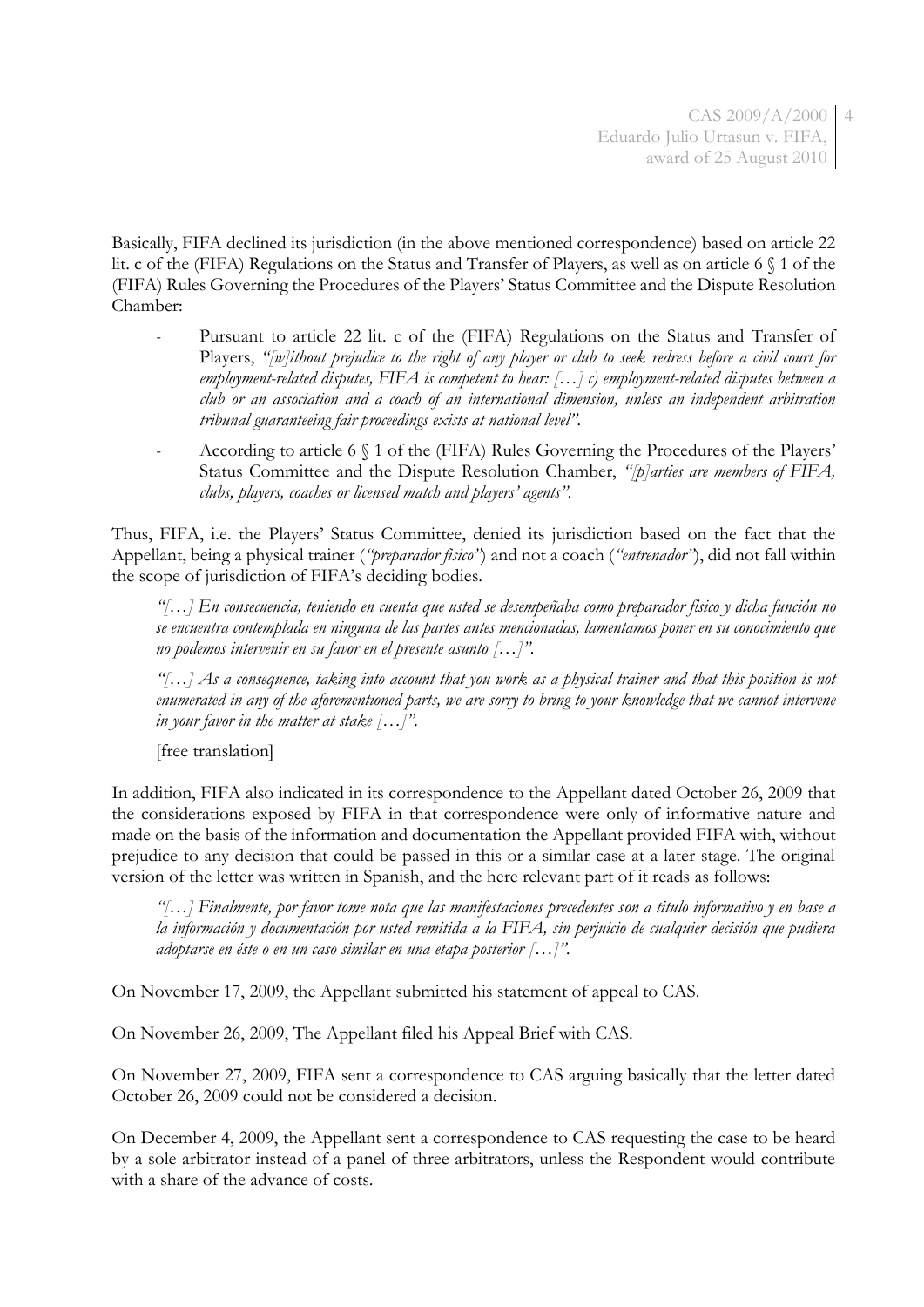Basically, FIFA declined its jurisdiction (in the above mentioned correspondence) based on article 22 lit. c of the (FIFA) Regulations on the Status and Transfer of Players, as well as on article 6 § 1 of the (FIFA) Rules Governing the Procedures of the Players' Status Committee and the Dispute Resolution Chamber:

- Pursuant to article 22 lit. c of the (FIFA) Regulations on the Status and Transfer of Players, *"[w]ithout prejudice to the right of any player or club to seek redress before a civil court for employment-related disputes, FIFA is competent to hear: […] c) employment-related disputes between a club or an association and a coach of an international dimension, unless an independent arbitration tribunal guaranteeing fair proceedings exists at national level"*.
- According to article 6 § 1 of the (FIFA) Rules Governing the Procedures of the Players' Status Committee and the Dispute Resolution Chamber, *"[p]arties are members of FIFA, clubs, players, coaches or licensed match and players' agents"*.

Thus, FIFA, i.e. the Players' Status Committee, denied its jurisdiction based on the fact that the Appellant, being a physical trainer (*"preparador físico"*) and not a coach (*"entrenador"*), did not fall within the scope of jurisdiction of FIFA's deciding bodies.

> *"[…] En consecuencia, teniendo en cuenta que usted se desempeñaba como preparador físico y dicha función no se encuentra contemplada en ninguna de las partes antes mencionadas, lamentamos poner en su conocimiento que no podemos intervenir en su favor en el presente asunto […]"*.
>
> *"[…] As a consequence, taking into account that you work as a physical trainer and that this position is not enumerated in any of the aforementioned parts, we are sorry to bring to your knowledge that we cannot intervene in your favor in the matter at stake […]"*.
>
> [free translation]

In addition, FIFA also indicated in its correspondence to the Appellant dated October 26, 2009 that the considerations exposed by FIFA in that correspondence were only of informative nature and made on the basis of the information and documentation the Appellant provided FIFA with, without prejudice to any decision that could be passed in this or a similar case at a later stage. The original version of the letter was written in Spanish, and the here relevant part of it reads as follows:

> *"[…] Finalmente, por favor tome nota que las manifestaciones precedentes son a titulo informativo y en base a la información y documentación por usted remitida a la FIFA, sin perjuicio de cualquier decisión que pudiera adoptarse en éste o en un caso similar en una etapa posterior […]"*.

On November 17, 2009, the Appellant submitted his statement of appeal to CAS.

On November 26, 2009, The Appellant filed his Appeal Brief with CAS.

On November 27, 2009, FIFA sent a correspondence to CAS arguing basically that the letter dated October 26, 2009 could not be considered a decision.

On December 4, 2009, the Appellant sent a correspondence to CAS requesting the case to be heard by a sole arbitrator instead of a panel of three arbitrators, unless the Respondent would contribute with a share of the advance of costs.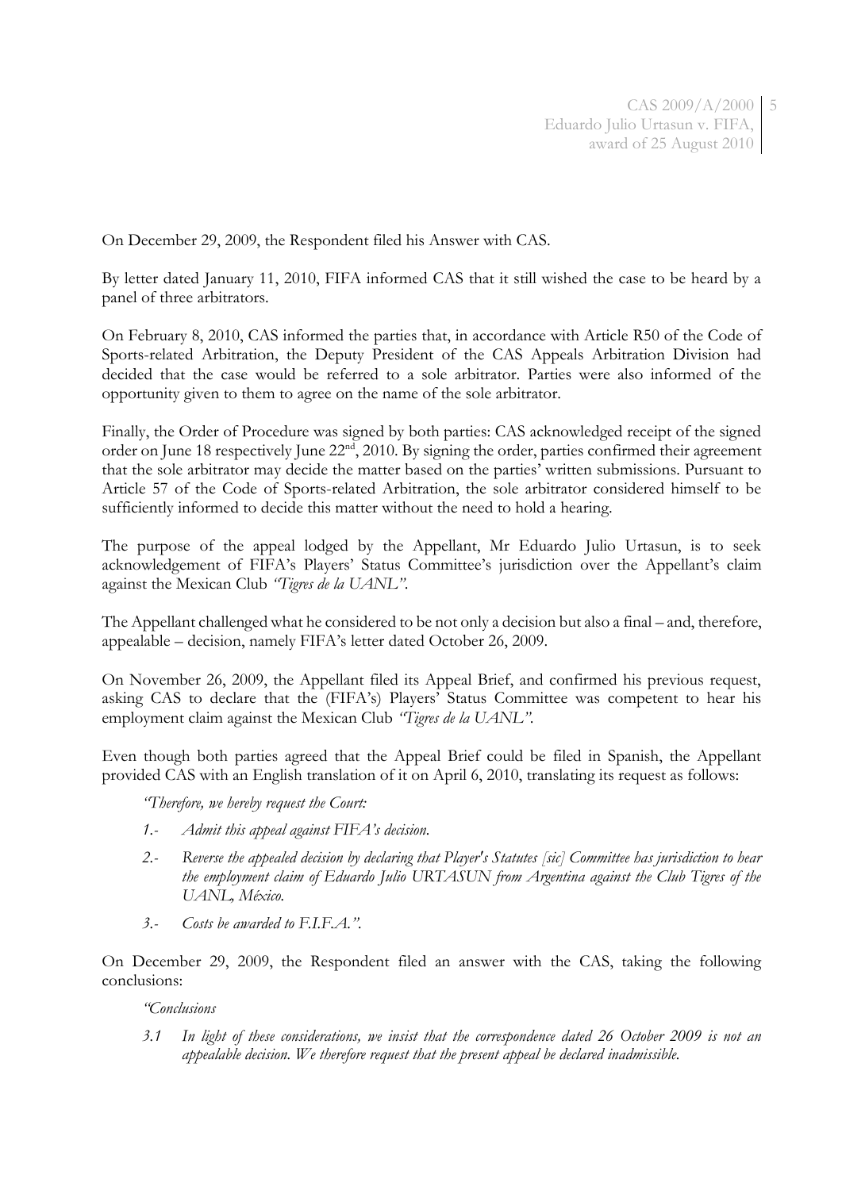On December 29, 2009, the Respondent filed his Answer with CAS.

By letter dated January 11, 2010, FIFA informed CAS that it still wished the case to be heard by a panel of three arbitrators.

On February 8, 2010, CAS informed the parties that, in accordance with Article R50 of the Code of Sports-related Arbitration, the Deputy President of the CAS Appeals Arbitration Division had decided that the case would be referred to a sole arbitrator. Parties were also informed of the opportunity given to them to agree on the name of the sole arbitrator.

Finally, the Order of Procedure was signed by both parties: CAS acknowledged receipt of the signed order on June 18 respectively June 22nd, 2010. By signing the order, parties confirmed their agreement that the sole arbitrator may decide the matter based on the parties' written submissions. Pursuant to Article 57 of the Code of Sports-related Arbitration, the sole arbitrator considered himself to be sufficiently informed to decide this matter without the need to hold a hearing.

The purpose of the appeal lodged by the Appellant, Mr Eduardo Julio Urtasun, is to seek acknowledgement of FIFA's Players' Status Committee's jurisdiction over the Appellant's claim against the Mexican Club *"Tigres de la UANL"*.

The Appellant challenged what he considered to be not only a decision but also a final – and, therefore, appealable – decision, namely FIFA's letter dated October 26, 2009.

On November 26, 2009, the Appellant filed its Appeal Brief, and confirmed his previous request, asking CAS to declare that the (FIFA's) Players' Status Committee was competent to hear his employment claim against the Mexican Club *"Tigres de la UANL"*.

Even though both parties agreed that the Appeal Brief could be filed in Spanish, the Appellant provided CAS with an English translation of it on April 6, 2010, translating its request as follows:

> *"Therefore, we hereby request the Court:*
>
> *1.- Admit this appeal against FIFA's decision.*
>
> *2.- Reverse the appealed decision by declaring that Player's Statutes [sic] Committee has jurisdiction to hear the employment claim of Eduardo Julio URTASUN from Argentina against the Club Tigres of the UANL, México.*
>
> *3.- Costs be awarded to F.I.F.A."*.

On December 29, 2009, the Respondent filed an answer with the CAS, taking the following conclusions:

> *"Conclusions*
>
> *3.1 In light of these considerations, we insist that the correspondence dated 26 October 2009 is not an appealable decision. We therefore request that the present appeal be declared inadmissible.*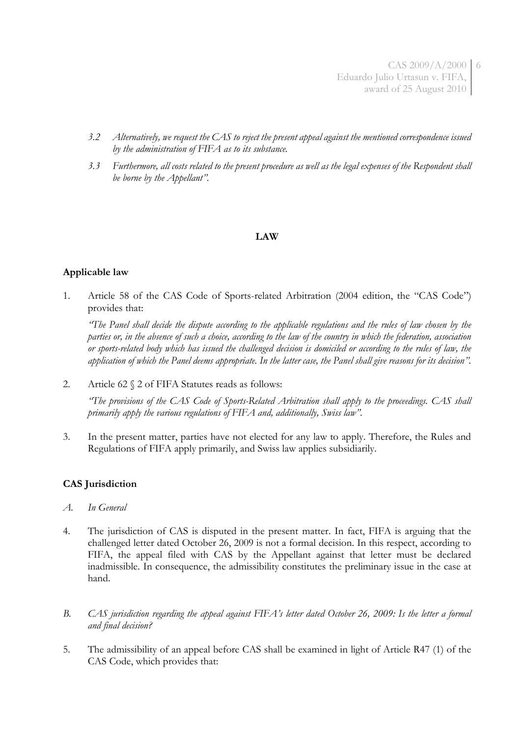*3.2 Alternatively, we request the CAS to reject the present appeal against the mentioned correspondence issued by the administration of FIFA as to its substance.*

*3.3 Furthermore, all costs related to the present procedure as well as the legal expenses of the Respondent shall be borne by the Appellant".*

## LAW

### Applicable law

1. Article 58 of the CAS Code of Sports-related Arbitration (2004 edition, the "CAS Code") provides that:

   *"The Panel shall decide the dispute according to the applicable regulations and the rules of law chosen by the parties or, in the absence of such a choice, according to the law of the country in which the federation, association or sports-related body which has issued the challenged decision is domiciled or according to the rules of law, the application of which the Panel deems appropriate. In the latter case, the Panel shall give reasons for its decision".*

2. Article 62 § 2 of FIFA Statutes reads as follows:

   *"The provisions of the CAS Code of Sports-Related Arbitration shall apply to the proceedings. CAS shall primarily apply the various regulations of FIFA and, additionally, Swiss law".*

3. In the present matter, parties have not elected for any law to apply. Therefore, the Rules and Regulations of FIFA apply primarily, and Swiss law applies subsidiarily.

### CAS Jurisdiction

*A. In General*

4. The jurisdiction of CAS is disputed in the present matter. In fact, FIFA is arguing that the challenged letter dated October 26, 2009 is not a formal decision. In this respect, according to FIFA, the appeal filed with CAS by the Appellant against that letter must be declared inadmissible. In consequence, the admissibility constitutes the preliminary issue in the case at hand.

*B. CAS jurisdiction regarding the appeal against FIFA's letter dated October 26, 2009: Is the letter a formal and final decision?*

5. The admissibility of an appeal before CAS shall be examined in light of Article R47 (1) of the CAS Code, which provides that: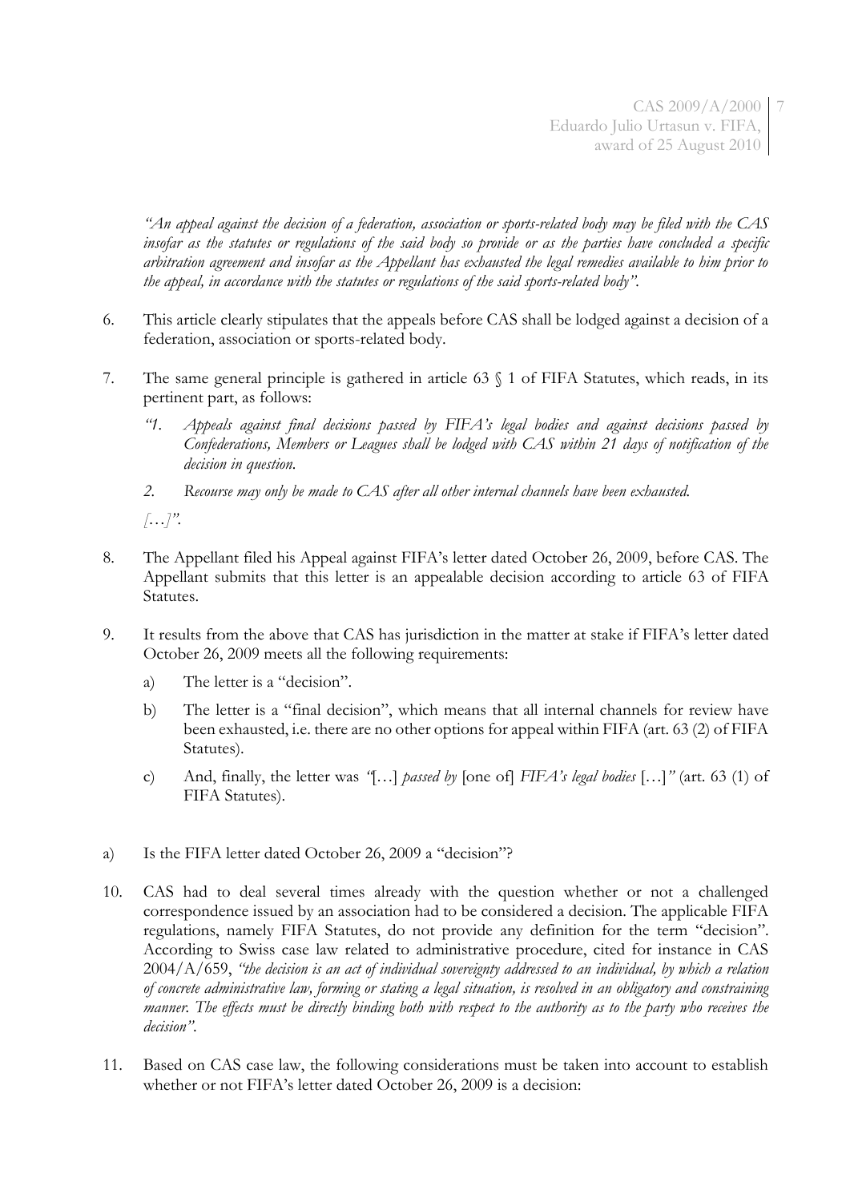*"An appeal against the decision of a federation, association or sports-related body may be filed with the CAS insofar as the statutes or regulations of the said body so provide or as the parties have concluded a specific arbitration agreement and insofar as the Appellant has exhausted the legal remedies available to him prior to the appeal, in accordance with the statutes or regulations of the said sports-related body".*

6. This article clearly stipulates that the appeals before CAS shall be lodged against a decision of a federation, association or sports-related body.

7. The same general principle is gathered in article 63 § 1 of FIFA Statutes, which reads, in its pertinent part, as follows:

   *"1. Appeals against final decisions passed by FIFA's legal bodies and against decisions passed by Confederations, Members or Leagues shall be lodged with CAS within 21 days of notification of the decision in question.*

   *2. Recourse may only be made to CAS after all other internal channels have been exhausted.*

   *[…]".*

8. The Appellant filed his Appeal against FIFA's letter dated October 26, 2009, before CAS. The Appellant submits that this letter is an appealable decision according to article 63 of FIFA Statutes.

9. It results from the above that CAS has jurisdiction in the matter at stake if FIFA's letter dated October 26, 2009 meets all the following requirements:

   a) The letter is a "decision".

   b) The letter is a "final decision", which means that all internal channels for review have been exhausted, i.e. there are no other options for appeal within FIFA (art. 63 (2) of FIFA Statutes).

   c) And, finally, the letter was *"*[…] *passed by* [one of] *FIFA's legal bodies* […]*"* (art. 63 (1) of FIFA Statutes).

a) Is the FIFA letter dated October 26, 2009 a "decision"?

10. CAS had to deal several times already with the question whether or not a challenged correspondence issued by an association had to be considered a decision. The applicable FIFA regulations, namely FIFA Statutes, do not provide any definition for the term "decision". According to Swiss case law related to administrative procedure, cited for instance in CAS 2004/A/659, *"the decision is an act of individual sovereignty addressed to an individual, by which a relation of concrete administrative law, forming or stating a legal situation, is resolved in an obligatory and constraining manner. The effects must be directly binding both with respect to the authority as to the party who receives the decision".*

11. Based on CAS case law, the following considerations must be taken into account to establish whether or not FIFA's letter dated October 26, 2009 is a decision: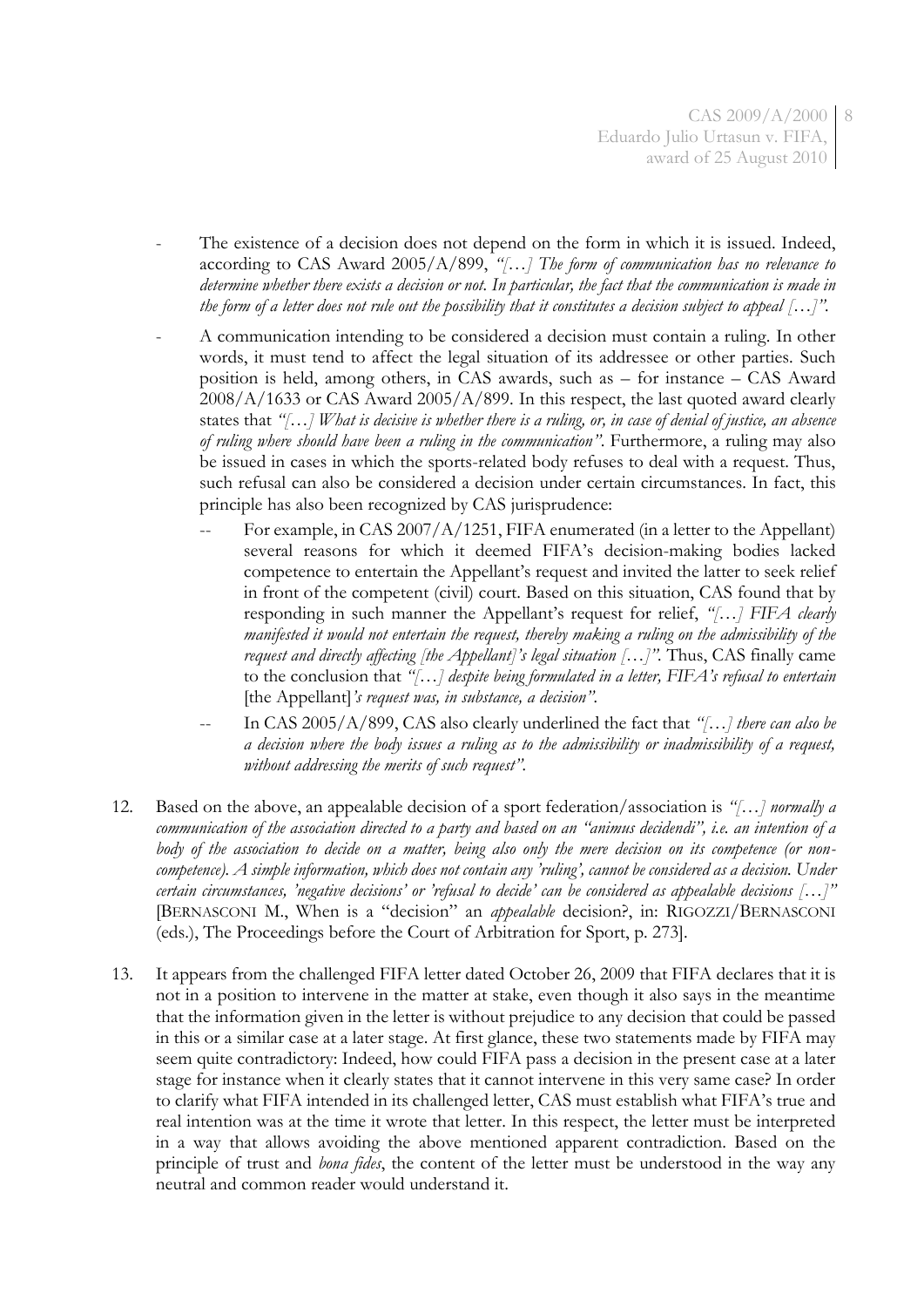- The existence of a decision does not depend on the form in which it is issued. Indeed, according to CAS Award 2005/A/899, *"[…] The form of communication has no relevance to determine whether there exists a decision or not. In particular, the fact that the communication is made in the form of a letter does not rule out the possibility that it constitutes a decision subject to appeal […]"*.
- A communication intending to be considered a decision must contain a ruling. In other words, it must tend to affect the legal situation of its addressee or other parties. Such position is held, among others, in CAS awards, such as – for instance – CAS Award 2008/A/1633 or CAS Award 2005/A/899. In this respect, the last quoted award clearly states that *"[…] What is decisive is whether there is a ruling, or, in case of denial of justice, an absence of ruling where should have been a ruling in the communication"*. Furthermore, a ruling may also be issued in cases in which the sports-related body refuses to deal with a request. Thus, such refusal can also be considered a decision under certain circumstances. In fact, this principle has also been recognized by CAS jurisprudence:
  - For example, in CAS 2007/A/1251, FIFA enumerated (in a letter to the Appellant) several reasons for which it deemed FIFA's decision-making bodies lacked competence to entertain the Appellant's request and invited the latter to seek relief in front of the competent (civil) court. Based on this situation, CAS found that by responding in such manner the Appellant's request for relief, *"[…] FIFA clearly manifested it would not entertain the request, thereby making a ruling on the admissibility of the request and directly affecting [the Appellant]'s legal situation […]"*. Thus, CAS finally came to the conclusion that *"[…] despite being formulated in a letter, FIFA's refusal to entertain* [the Appellant]*'s request was, in substance, a decision"*.
  - In CAS 2005/A/899, CAS also clearly underlined the fact that *"[…] there can also be a decision where the body issues a ruling as to the admissibility or inadmissibility of a request, without addressing the merits of such request"*.

12. Based on the above, an appealable decision of a sport federation/association is *"[…] normally a communication of the association directed to a party and based on an "animus decidendi", i.e. an intention of a body of the association to decide on a matter, being also only the mere decision on its competence (or non-competence). A simple information, which does not contain any 'ruling', cannot be considered as a decision. Under certain circumstances, 'negative decisions' or 'refusal to decide' can be considered as appealable decisions […]"* [BERNASCONI M., When is a "decision" an *appealable* decision?, in: RIGOZZI/BERNASCONI (eds.), The Proceedings before the Court of Arbitration for Sport, p. 273].

13. It appears from the challenged FIFA letter dated October 26, 2009 that FIFA declares that it is not in a position to intervene in the matter at stake, even though it also says in the meantime that the information given in the letter is without prejudice to any decision that could be passed in this or a similar case at a later stage. At first glance, these two statements made by FIFA may seem quite contradictory: Indeed, how could FIFA pass a decision in the present case at a later stage for instance when it clearly states that it cannot intervene in this very same case? In order to clarify what FIFA intended in its challenged letter, CAS must establish what FIFA's true and real intention was at the time it wrote that letter. In this respect, the letter must be interpreted in a way that allows avoiding the above mentioned apparent contradiction. Based on the principle of trust and *bona fides*, the content of the letter must be understood in the way any neutral and common reader would understand it.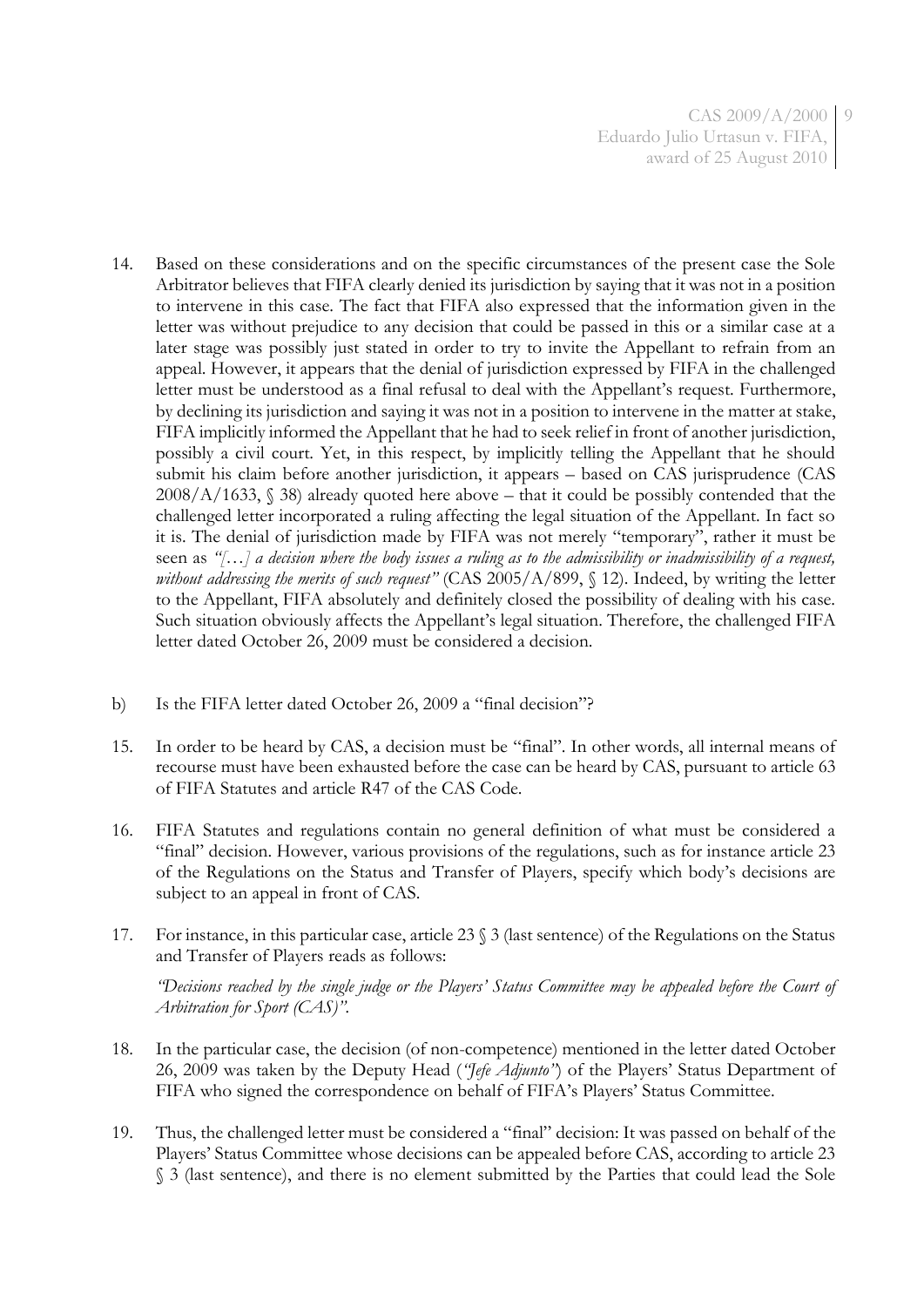14. Based on these considerations and on the specific circumstances of the present case the Sole Arbitrator believes that FIFA clearly denied its jurisdiction by saying that it was not in a position to intervene in this case. The fact that FIFA also expressed that the information given in the letter was without prejudice to any decision that could be passed in this or a similar case at a later stage was possibly just stated in order to try to invite the Appellant to refrain from an appeal. However, it appears that the denial of jurisdiction expressed by FIFA in the challenged letter must be understood as a final refusal to deal with the Appellant's request. Furthermore, by declining its jurisdiction and saying it was not in a position to intervene in the matter at stake, FIFA implicitly informed the Appellant that he had to seek relief in front of another jurisdiction, possibly a civil court. Yet, in this respect, by implicitly telling the Appellant that he should submit his claim before another jurisdiction, it appears – based on CAS jurisprudence (CAS 2008/A/1633, § 38) already quoted here above – that it could be possibly contended that the challenged letter incorporated a ruling affecting the legal situation of the Appellant. In fact so it is. The denial of jurisdiction made by FIFA was not merely "temporary", rather it must be seen as *"[…] a decision where the body issues a ruling as to the admissibility or inadmissibility of a request, without addressing the merits of such request"* (CAS 2005/A/899, § 12). Indeed, by writing the letter to the Appellant, FIFA absolutely and definitely closed the possibility of dealing with his case. Such situation obviously affects the Appellant's legal situation. Therefore, the challenged FIFA letter dated October 26, 2009 must be considered a decision.

b) Is the FIFA letter dated October 26, 2009 a "final decision"?

15. In order to be heard by CAS, a decision must be "final". In other words, all internal means of recourse must have been exhausted before the case can be heard by CAS, pursuant to article 63 of FIFA Statutes and article R47 of the CAS Code.

16. FIFA Statutes and regulations contain no general definition of what must be considered a "final" decision. However, various provisions of the regulations, such as for instance article 23 of the Regulations on the Status and Transfer of Players, specify which body's decisions are subject to an appeal in front of CAS.

17. For instance, in this particular case, article 23 § 3 (last sentence) of the Regulations on the Status and Transfer of Players reads as follows:

    *"Decisions reached by the single judge or the Players' Status Committee may be appealed before the Court of Arbitration for Sport (CAS)"*.

18. In the particular case, the decision (of non-competence) mentioned in the letter dated October 26, 2009 was taken by the Deputy Head (*"Jefe Adjunto"*) of the Players' Status Department of FIFA who signed the correspondence on behalf of FIFA's Players' Status Committee.

19. Thus, the challenged letter must be considered a "final" decision: It was passed on behalf of the Players' Status Committee whose decisions can be appealed before CAS, according to article 23 § 3 (last sentence), and there is no element submitted by the Parties that could lead the Sole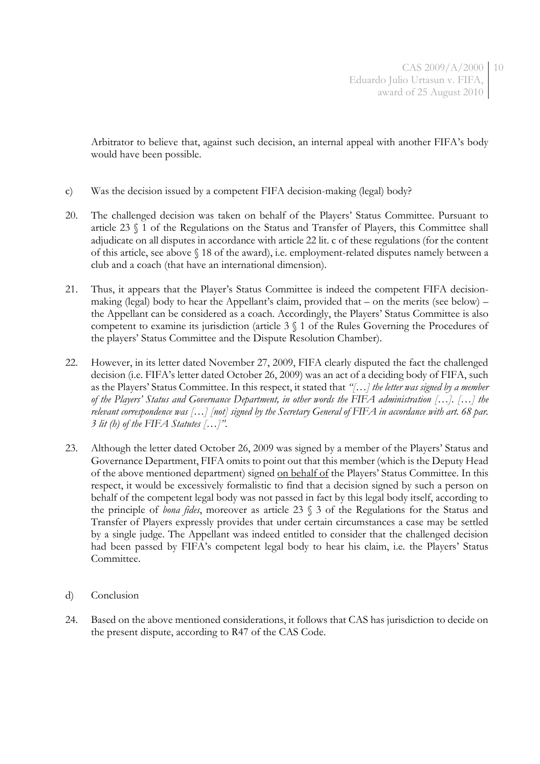Arbitrator to believe that, against such decision, an internal appeal with another FIFA's body would have been possible.

c) Was the decision issued by a competent FIFA decision-making (legal) body?

20. The challenged decision was taken on behalf of the Players' Status Committee. Pursuant to article 23 § 1 of the Regulations on the Status and Transfer of Players, this Committee shall adjudicate on all disputes in accordance with article 22 lit. c of these regulations (for the content of this article, see above § 18 of the award), i.e. employment-related disputes namely between a club and a coach (that have an international dimension).

21. Thus, it appears that the Player's Status Committee is indeed the competent FIFA decision-making (legal) body to hear the Appellant's claim, provided that – on the merits (see below) – the Appellant can be considered as a coach. Accordingly, the Players' Status Committee is also competent to examine its jurisdiction (article 3 § 1 of the Rules Governing the Procedures of the players' Status Committee and the Dispute Resolution Chamber).

22. However, in its letter dated November 27, 2009, FIFA clearly disputed the fact the challenged decision (i.e. FIFA's letter dated October 26, 2009) was an act of a deciding body of FIFA, such as the Players' Status Committee. In this respect, it stated that *"[…] the letter was signed by a member of the Players' Status and Governance Department, in other words the FIFA administration […]. […] the relevant correspondence was […] [not] signed by the Secretary General of FIFA in accordance with art. 68 par. 3 lit (h) of the FIFA Statutes […]"*.

23. Although the letter dated October 26, 2009 was signed by a member of the Players' Status and Governance Department, FIFA omits to point out that this member (which is the Deputy Head of the above mentioned department) signed <u>on behalf of</u> the Players' Status Committee. In this respect, it would be excessively formalistic to find that a decision signed by such a person on behalf of the competent legal body was not passed in fact by this legal body itself, according to the principle of *bona fides*, moreover as article 23 § 3 of the Regulations for the Status and Transfer of Players expressly provides that under certain circumstances a case may be settled by a single judge. The Appellant was indeed entitled to consider that the challenged decision had been passed by FIFA's competent legal body to hear his claim, i.e. the Players' Status Committee.

d) Conclusion

24. Based on the above mentioned considerations, it follows that CAS has jurisdiction to decide on the present dispute, according to R47 of the CAS Code.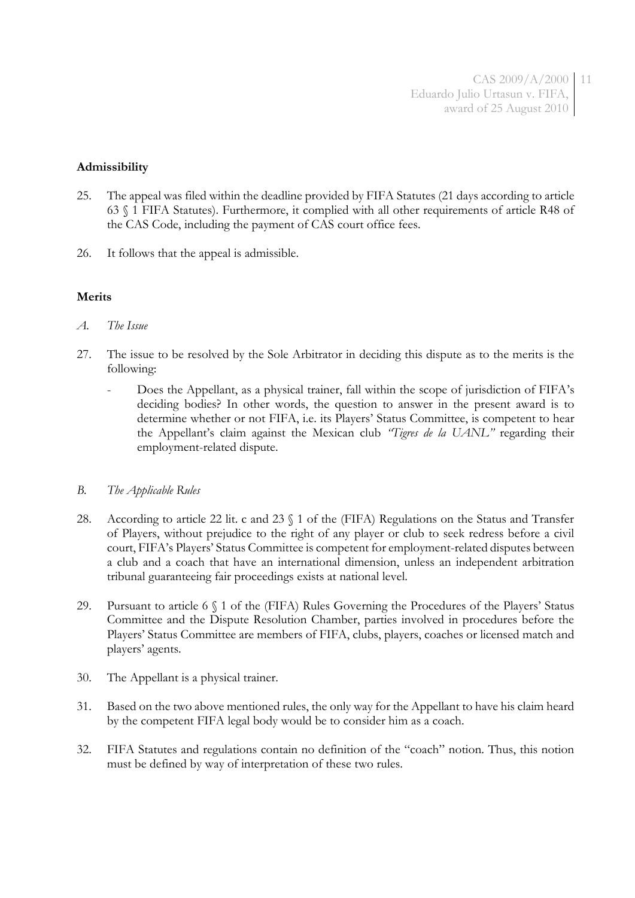**Admissibility**

25. The appeal was filed within the deadline provided by FIFA Statutes (21 days according to article 63 § 1 FIFA Statutes). Furthermore, it complied with all other requirements of article R48 of the CAS Code, including the payment of CAS court office fees.

26. It follows that the appeal is admissible.

**Merits**

*A. The Issue*

27. The issue to be resolved by the Sole Arbitrator in deciding this dispute as to the merits is the following:

   - Does the Appellant, as a physical trainer, fall within the scope of jurisdiction of FIFA's deciding bodies? In other words, the question to answer in the present award is to determine whether or not FIFA, i.e. its Players' Status Committee, is competent to hear the Appellant's claim against the Mexican club *"Tigres de la UANL"* regarding their employment-related dispute.

*B. The Applicable Rules*

28. According to article 22 lit. c and 23 § 1 of the (FIFA) Regulations on the Status and Transfer of Players, without prejudice to the right of any player or club to seek redress before a civil court, FIFA's Players' Status Committee is competent for employment-related disputes between a club and a coach that have an international dimension, unless an independent arbitration tribunal guaranteeing fair proceedings exists at national level.

29. Pursuant to article 6 § 1 of the (FIFA) Rules Governing the Procedures of the Players' Status Committee and the Dispute Resolution Chamber, parties involved in procedures before the Players' Status Committee are members of FIFA, clubs, players, coaches or licensed match and players' agents.

30. The Appellant is a physical trainer.

31. Based on the two above mentioned rules, the only way for the Appellant to have his claim heard by the competent FIFA legal body would be to consider him as a coach.

32. FIFA Statutes and regulations contain no definition of the "coach" notion. Thus, this notion must be defined by way of interpretation of these two rules.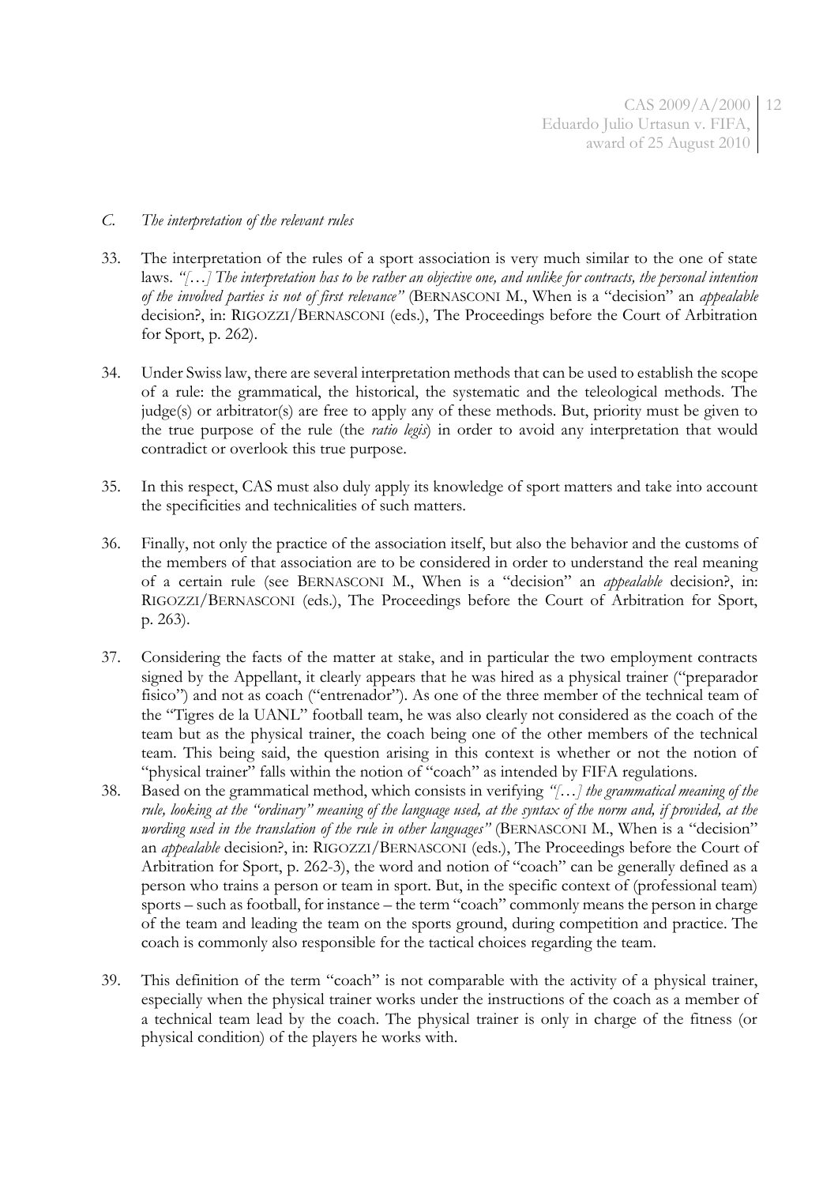### *C. The interpretation of the relevant rules*

33. The interpretation of the rules of a sport association is very much similar to the one of state laws. *"[…] The interpretation has to be rather an objective one, and unlike for contracts, the personal intention of the involved parties is not of first relevance"* (BERNASCONI M., When is a "decision" an *appealable* decision?, in: RIGOZZI/BERNASCONI (eds.), The Proceedings before the Court of Arbitration for Sport, p. 262).

34. Under Swiss law, there are several interpretation methods that can be used to establish the scope of a rule: the grammatical, the historical, the systematic and the teleological methods. The judge(s) or arbitrator(s) are free to apply any of these methods. But, priority must be given to the true purpose of the rule (the *ratio legis*) in order to avoid any interpretation that would contradict or overlook this true purpose.

35. In this respect, CAS must also duly apply its knowledge of sport matters and take into account the specificities and technicalities of such matters.

36. Finally, not only the practice of the association itself, but also the behavior and the customs of the members of that association are to be considered in order to understand the real meaning of a certain rule (see BERNASCONI M., When is a "decision" an *appealable* decision?, in: RIGOZZI/BERNASCONI (eds.), The Proceedings before the Court of Arbitration for Sport, p. 263).

37. Considering the facts of the matter at stake, and in particular the two employment contracts signed by the Appellant, it clearly appears that he was hired as a physical trainer ("preparador fisico") and not as coach ("entrenador"). As one of the three member of the technical team of the "Tigres de la UANL" football team, he was also clearly not considered as the coach of the team but as the physical trainer, the coach being one of the other members of the technical team. This being said, the question arising in this context is whether or not the notion of "physical trainer" falls within the notion of "coach" as intended by FIFA regulations.

38. Based on the grammatical method, which consists in verifying *"[…] the grammatical meaning of the rule, looking at the "ordinary" meaning of the language used, at the syntax of the norm and, if provided, at the wording used in the translation of the rule in other languages"* (BERNASCONI M., When is a "decision" an *appealable* decision?, in: RIGOZZI/BERNASCONI (eds.), The Proceedings before the Court of Arbitration for Sport, p. 262-3), the word and notion of "coach" can be generally defined as a person who trains a person or team in sport. But, in the specific context of (professional team) sports – such as football, for instance – the term "coach" commonly means the person in charge of the team and leading the team on the sports ground, during competition and practice. The coach is commonly also responsible for the tactical choices regarding the team.

39. This definition of the term "coach" is not comparable with the activity of a physical trainer, especially when the physical trainer works under the instructions of the coach as a member of a technical team lead by the coach. The physical trainer is only in charge of the fitness (or physical condition) of the players he works with.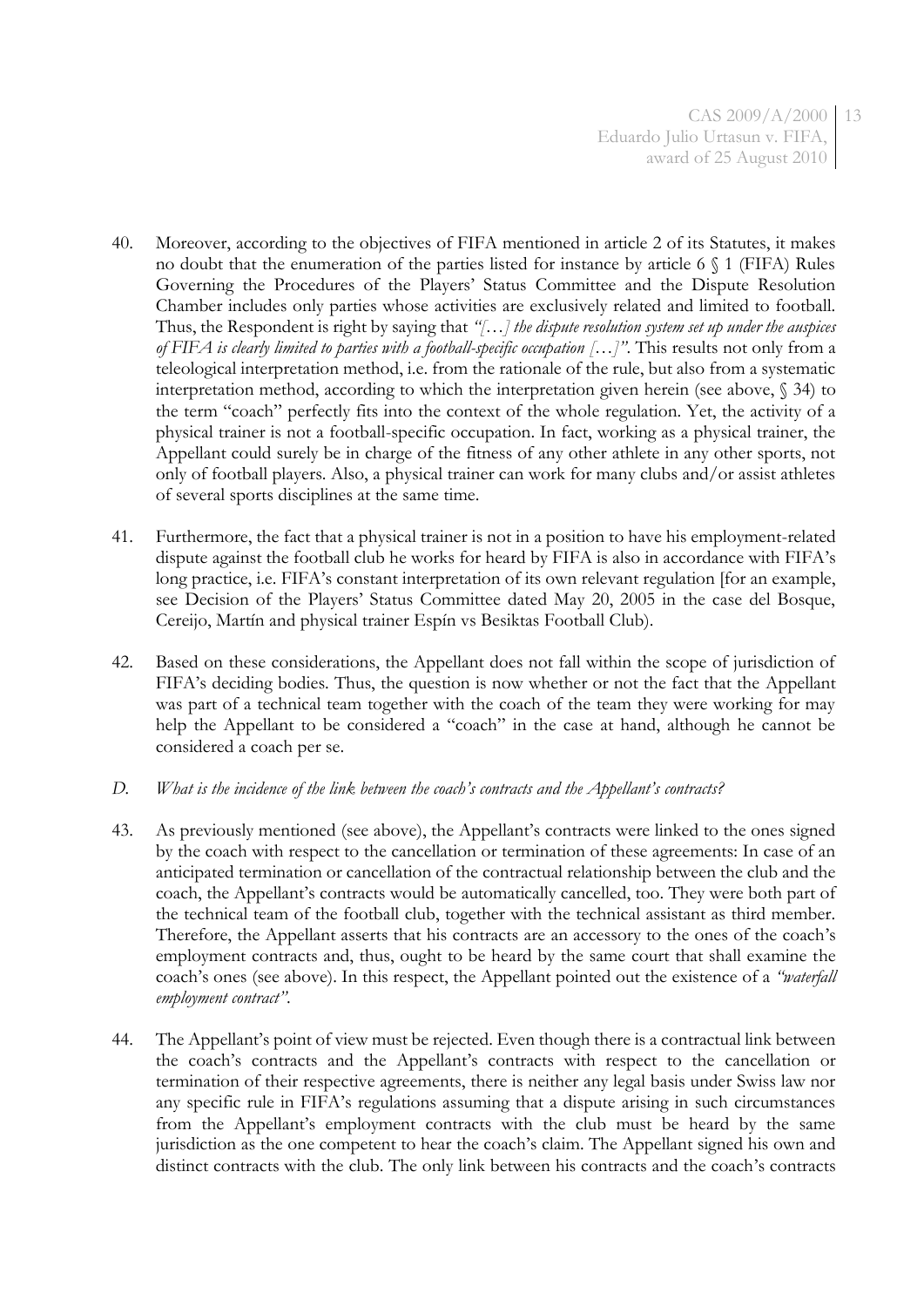40. Moreover, according to the objectives of FIFA mentioned in article 2 of its Statutes, it makes no doubt that the enumeration of the parties listed for instance by article 6 § 1 (FIFA) Rules Governing the Procedures of the Players' Status Committee and the Dispute Resolution Chamber includes only parties whose activities are exclusively related and limited to football. Thus, the Respondent is right by saying that *"[…] the dispute resolution system set up under the auspices of FIFA is clearly limited to parties with a football-specific occupation […]"*. This results not only from a teleological interpretation method, i.e. from the rationale of the rule, but also from a systematic interpretation method, according to which the interpretation given herein (see above, § 34) to the term "coach" perfectly fits into the context of the whole regulation. Yet, the activity of a physical trainer is not a football-specific occupation. In fact, working as a physical trainer, the Appellant could surely be in charge of the fitness of any other athlete in any other sports, not only of football players. Also, a physical trainer can work for many clubs and/or assist athletes of several sports disciplines at the same time.

41. Furthermore, the fact that a physical trainer is not in a position to have his employment-related dispute against the football club he works for heard by FIFA is also in accordance with FIFA's long practice, i.e. FIFA's constant interpretation of its own relevant regulation [for an example, see Decision of the Players' Status Committee dated May 20, 2005 in the case del Bosque, Cereijo, Martín and physical trainer Espín vs Besiktas Football Club).

42. Based on these considerations, the Appellant does not fall within the scope of jurisdiction of FIFA's deciding bodies. Thus, the question is now whether or not the fact that the Appellant was part of a technical team together with the coach of the team they were working for may help the Appellant to be considered a "coach" in the case at hand, although he cannot be considered a coach per se.

*D. What is the incidence of the link between the coach's contracts and the Appellant's contracts?*

43. As previously mentioned (see above), the Appellant's contracts were linked to the ones signed by the coach with respect to the cancellation or termination of these agreements: In case of an anticipated termination or cancellation of the contractual relationship between the club and the coach, the Appellant's contracts would be automatically cancelled, too. They were both part of the technical team of the football club, together with the technical assistant as third member. Therefore, the Appellant asserts that his contracts are an accessory to the ones of the coach's employment contracts and, thus, ought to be heard by the same court that shall examine the coach's ones (see above). In this respect, the Appellant pointed out the existence of a *"waterfall employment contract"*.

44. The Appellant's point of view must be rejected. Even though there is a contractual link between the coach's contracts and the Appellant's contracts with respect to the cancellation or termination of their respective agreements, there is neither any legal basis under Swiss law nor any specific rule in FIFA's regulations assuming that a dispute arising in such circumstances from the Appellant's employment contracts with the club must be heard by the same jurisdiction as the one competent to hear the coach's claim. The Appellant signed his own and distinct contracts with the club. The only link between his contracts and the coach's contracts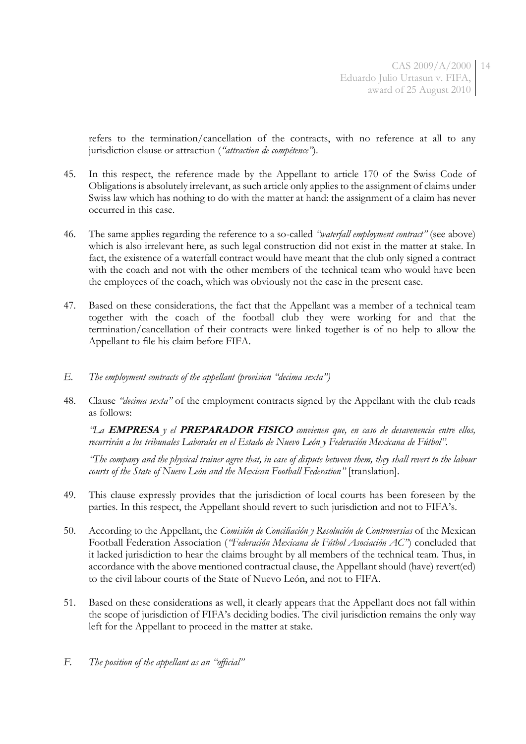refers to the termination/cancellation of the contracts, with no reference at all to any jurisdiction clause or attraction (*"attraction de compétence"*).

45. In this respect, the reference made by the Appellant to article 170 of the Swiss Code of Obligations is absolutely irrelevant, as such article only applies to the assignment of claims under Swiss law which has nothing to do with the matter at hand: the assignment of a claim has never occurred in this case.

46. The same applies regarding the reference to a so-called *"waterfall employment contract"* (see above) which is also irrelevant here, as such legal construction did not exist in the matter at stake. In fact, the existence of a waterfall contract would have meant that the club only signed a contract with the coach and not with the other members of the technical team who would have been the employees of the coach, which was obviously not the case in the present case.

47. Based on these considerations, the fact that the Appellant was a member of a technical team together with the coach of the football club they were working for and that the termination/cancellation of their contracts were linked together is of no help to allow the Appellant to file his claim before FIFA.

*E. The employment contracts of the appellant (provision "decima sexta")*

48. Clause *"decima sexta"* of the employment contracts signed by the Appellant with the club reads as follows:

*"La **EMPRESA** y el **PREPARADOR FISICO** convienen que, en caso de desavenencia entre ellos, recurrirán a los tribunales Laborales en el Estado de Nuevo León y Federación Mexicana de Fútbol"*.

*"The company and the physical trainer agree that, in case of dispute between them, they shall revert to the labour courts of the State of Nuevo León and the Mexican Football Federation"* [translation].

49. This clause expressly provides that the jurisdiction of local courts has been foreseen by the parties. In this respect, the Appellant should revert to such jurisdiction and not to FIFA's.

50. According to the Appellant, the *Comisión de Conciliación y Resolución de Controversias* of the Mexican Football Federation Association (*"Federación Mexicana de Fútbol Asociación AC"*) concluded that it lacked jurisdiction to hear the claims brought by all members of the technical team. Thus, in accordance with the above mentioned contractual clause, the Appellant should (have) revert(ed) to the civil labour courts of the State of Nuevo León, and not to FIFA.

51. Based on these considerations as well, it clearly appears that the Appellant does not fall within the scope of jurisdiction of FIFA's deciding bodies. The civil jurisdiction remains the only way left for the Appellant to proceed in the matter at stake.

*F. The position of the appellant as an "official"*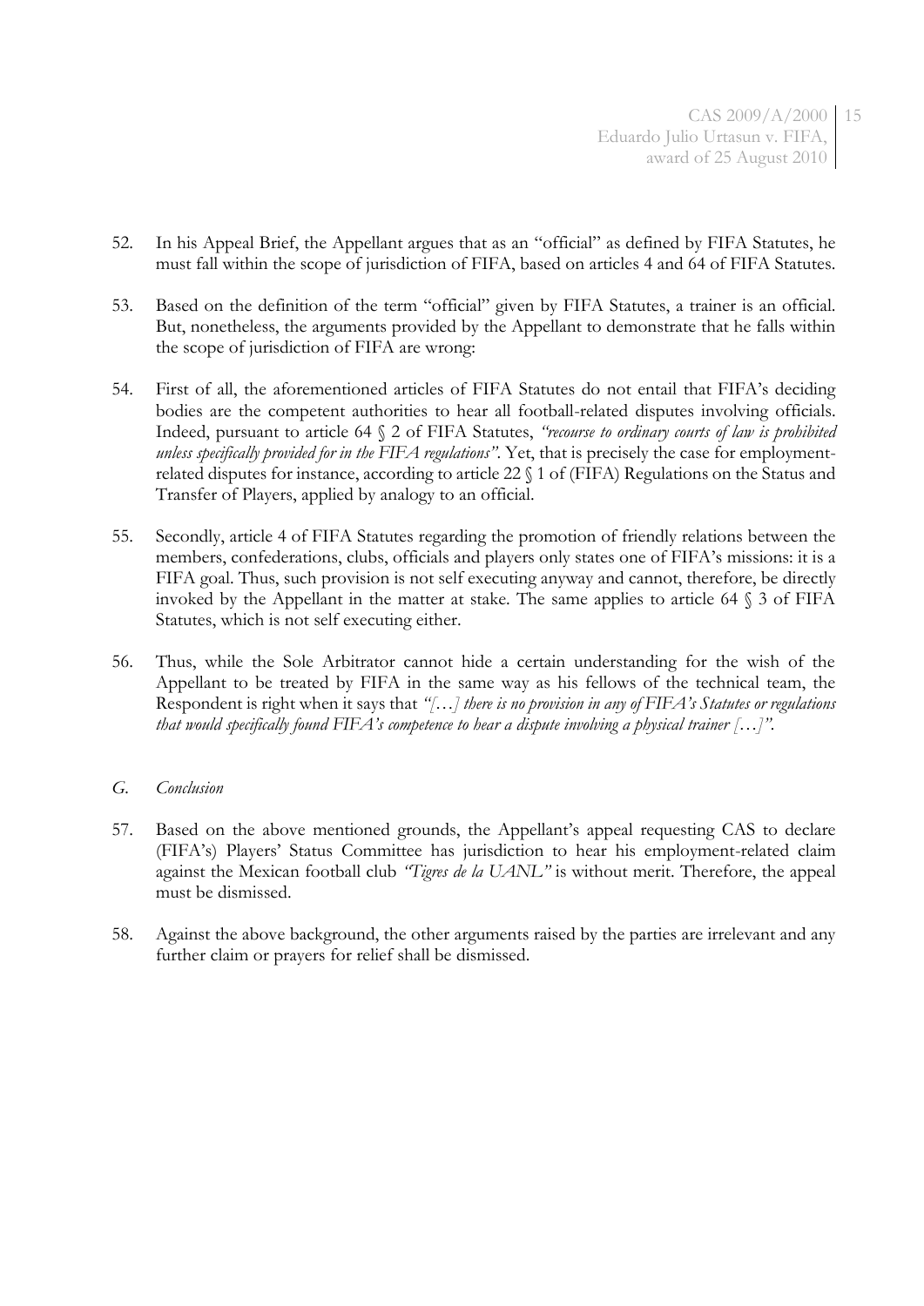52. In his Appeal Brief, the Appellant argues that as an "official" as defined by FIFA Statutes, he must fall within the scope of jurisdiction of FIFA, based on articles 4 and 64 of FIFA Statutes.

53. Based on the definition of the term "official" given by FIFA Statutes, a trainer is an official. But, nonetheless, the arguments provided by the Appellant to demonstrate that he falls within the scope of jurisdiction of FIFA are wrong:

54. First of all, the aforementioned articles of FIFA Statutes do not entail that FIFA's deciding bodies are the competent authorities to hear all football-related disputes involving officials. Indeed, pursuant to article 64 § 2 of FIFA Statutes, *"recourse to ordinary courts of law is prohibited unless specifically provided for in the FIFA regulations"*. Yet, that is precisely the case for employment-related disputes for instance, according to article 22 § 1 of (FIFA) Regulations on the Status and Transfer of Players, applied by analogy to an official.

55. Secondly, article 4 of FIFA Statutes regarding the promotion of friendly relations between the members, confederations, clubs, officials and players only states one of FIFA's missions: it is a FIFA goal. Thus, such provision is not self executing anyway and cannot, therefore, be directly invoked by the Appellant in the matter at stake. The same applies to article 64 § 3 of FIFA Statutes, which is not self executing either.

56. Thus, while the Sole Arbitrator cannot hide a certain understanding for the wish of the Appellant to be treated by FIFA in the same way as his fellows of the technical team, the Respondent is right when it says that *"[…] there is no provision in any of FIFA's Statutes or regulations that would specifically found FIFA's competence to hear a dispute involving a physical trainer […]"*.

## *G. Conclusion*

57. Based on the above mentioned grounds, the Appellant's appeal requesting CAS to declare (FIFA's) Players' Status Committee has jurisdiction to hear his employment-related claim against the Mexican football club *"Tigres de la UANL"* is without merit. Therefore, the appeal must be dismissed.

58. Against the above background, the other arguments raised by the parties are irrelevant and any further claim or prayers for relief shall be dismissed.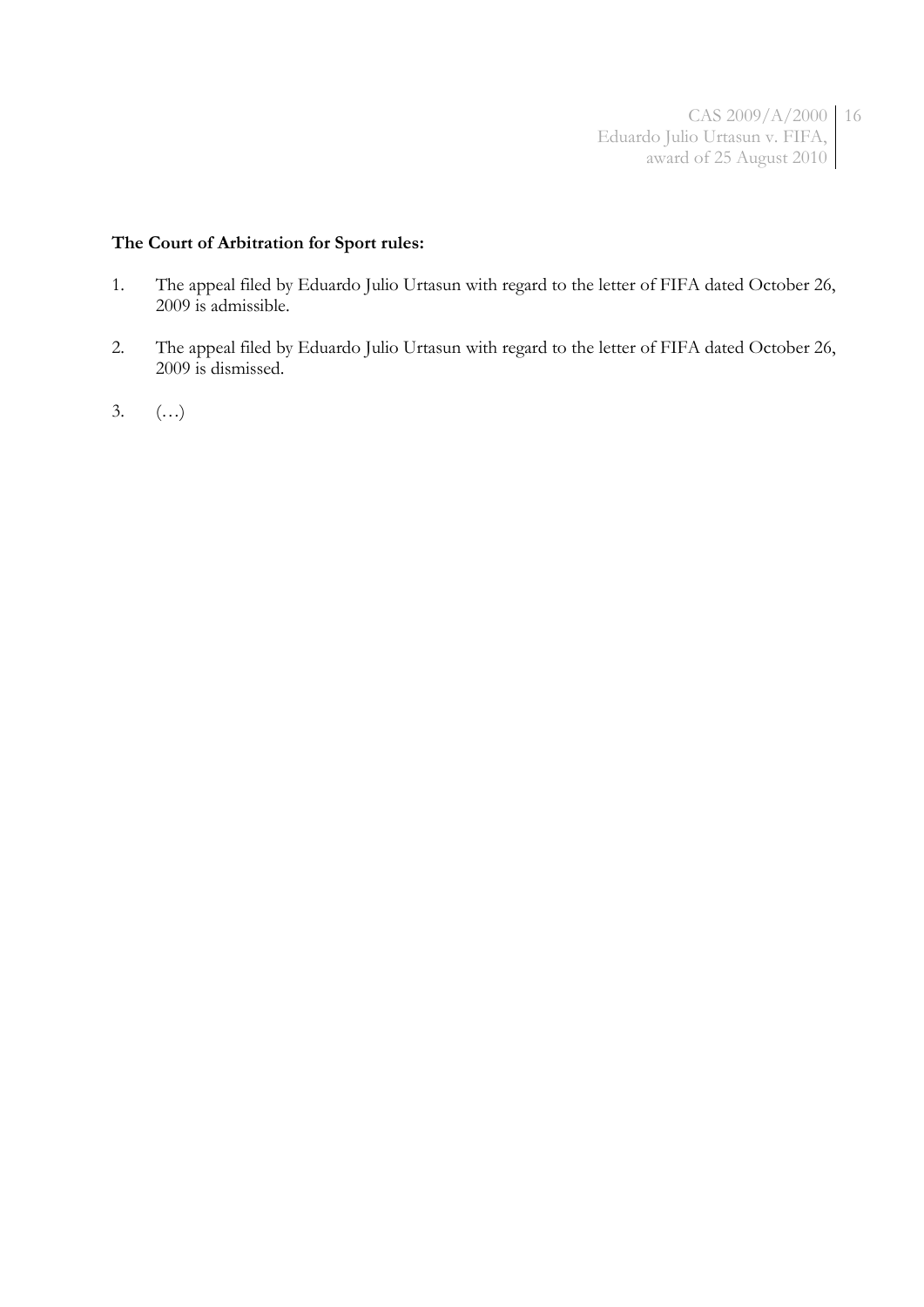**The Court of Arbitration for Sport rules:**

1. The appeal filed by Eduardo Julio Urtasun with regard to the letter of FIFA dated October 26, 2009 is admissible.

2. The appeal filed by Eduardo Julio Urtasun with regard to the letter of FIFA dated October 26, 2009 is dismissed.

3. (…)